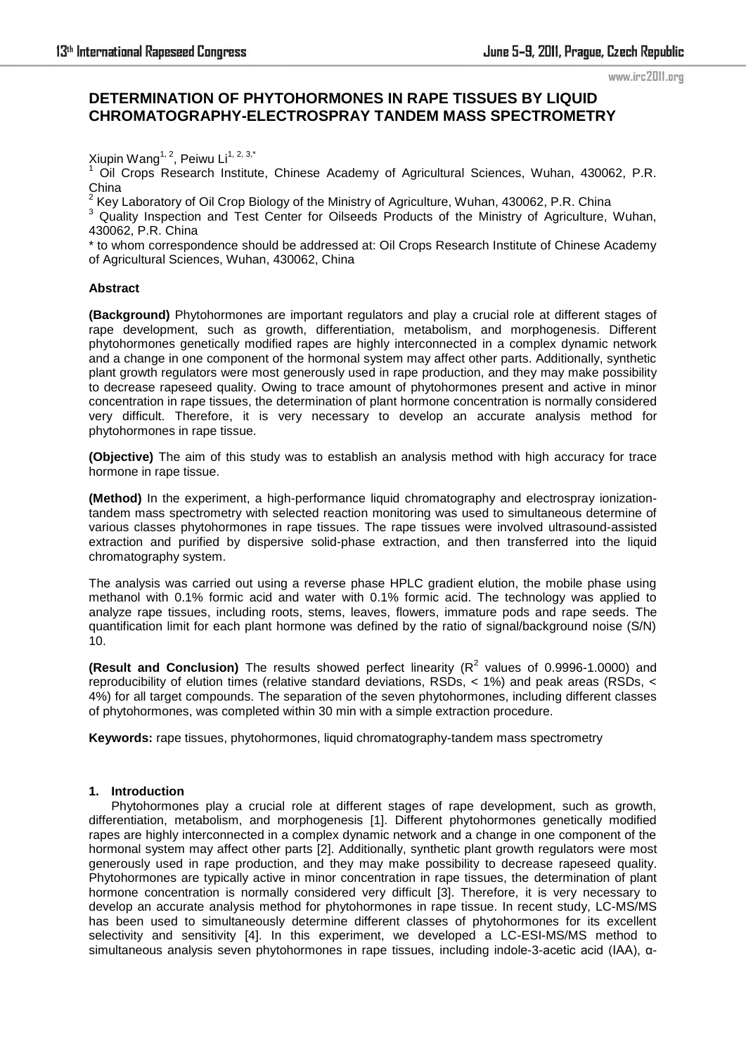# DETERMINATION OF PHYTOHORMONES IN RAPE TISSUES BY LIQUID CHROMATOGRAPHY-ELECTROSPRAY TANDEM MASS SPECTROMETRY

Xiupin Wang[1, 2], Peiwu Li[1, 2, 3,*]

[1] Oil Crops Research Institute, Chinese Academy of Agricultural Sciences, Wuhan, 430062, P.R. China

[2] Key Laboratory of Oil Crop Biology of the Ministry of Agriculture, Wuhan, 430062, P.R. China

[3] Quality Inspection and Test Center for Oilseeds Products of the Ministry of Agriculture, Wuhan, 430062, P.R. China

\* to whom correspondence should be addressed at: Oil Crops Research Institute of Chinese Academy of Agricultural Sciences, Wuhan, 430062, China

### Abstract

**(Background)** Phytohormones are important regulators and play a crucial role at different stages of rape development, such as growth, differentiation, metabolism, and morphogenesis. Different phytohormones genetically modified rapes are highly interconnected in a complex dynamic network and a change in one component of the hormonal system may affect other parts. Additionally, synthetic plant growth regulators were most generously used in rape production, and they may make possibility to decrease rapeseed quality. Owing to trace amount of phytohormones present and active in minor concentration in rape tissues, the determination of plant hormone concentration is normally considered very difficult. Therefore, it is very necessary to develop an accurate analysis method for phytohormones in rape tissue.

**(Objective)** The aim of this study was to establish an analysis method with high accuracy for trace hormone in rape tissue.

**(Method)** In the experiment, a high-performance liquid chromatography and electrospray ionization-tandem mass spectrometry with selected reaction monitoring was used to simultaneous determine of various classes phytohormones in rape tissues. The rape tissues were involved ultrasound-assisted extraction and purified by dispersive solid-phase extraction, and then transferred into the liquid chromatography system.

The analysis was carried out using a reverse phase HPLC gradient elution, the mobile phase using methanol with 0.1% formic acid and water with 0.1% formic acid. The technology was applied to analyze rape tissues, including roots, stems, leaves, flowers, immature pods and rape seeds. The quantification limit for each plant hormone was defined by the ratio of signal/background noise (S/N) 10.

**(Result and Conclusion)** The results showed perfect linearity ($R^2$ values of 0.9996-1.0000) and reproducibility of elution times (relative standard deviations, RSDs, < 1%) and peak areas (RSDs, < 4%) for all target compounds. The separation of the seven phytohormones, including different classes of phytohormones, was completed within 30 min with a simple extraction procedure.

**Keywords:** rape tissues, phytohormones, liquid chromatography-tandem mass spectrometry

## 1. Introduction

Phytohormones play a crucial role at different stages of rape development, such as growth, differentiation, metabolism, and morphogenesis [1]. Different phytohormones genetically modified rapes are highly interconnected in a complex dynamic network and a change in one component of the hormonal system may affect other parts [2]. Additionally, synthetic plant growth regulators were most generously used in rape production, and they may make possibility to decrease rapeseed quality. Phytohormones are typically active in minor concentration in rape tissues, the determination of plant hormone concentration is normally considered very difficult [3]. Therefore, it is very necessary to develop an accurate analysis method for phytohormones in rape tissue. In recent study, LC-MS/MS has been used to simultaneously determine different classes of phytohormones for its excellent selectivity and sensitivity [4]. In this experiment, we developed a LC-ESI-MS/MS method to simultaneous analysis seven phytohormones in rape tissues, including indole-3-acetic acid (IAA), α-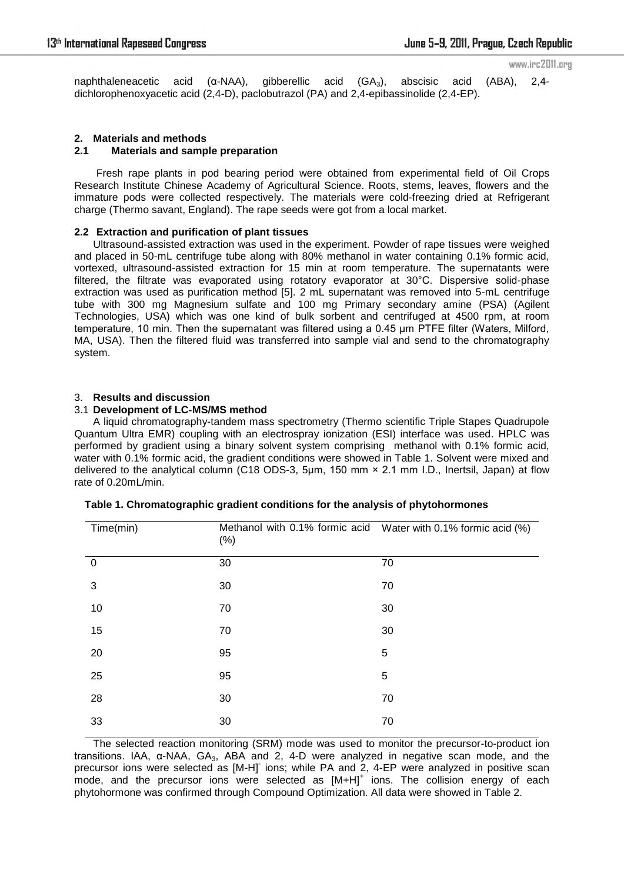naphthaleneacetic acid (α-NAA), gibberellic acid ($GA_3$), abscisic acid (ABA), 2,4-dichlorophenoxyacetic acid (2,4-D), paclobutrazol (PA) and 2,4-epibassinolide (2,4-EP).

## 2. Materials and methods

### 2.1 Materials and sample preparation

Fresh rape plants in pod bearing period were obtained from experimental field of Oil Crops Research Institute Chinese Academy of Agricultural Science. Roots, stems, leaves, flowers and the immature pods were collected respectively. The materials were cold-freezing dried at Refrigerant charge (Thermo savant, England). The rape seeds were got from a local market.

### 2.2 Extraction and purification of plant tissues

Ultrasound-assisted extraction was used in the experiment. Powder of rape tissues were weighed and placed in 50-mL centrifuge tube along with 80% methanol in water containing 0.1% formic acid, vortexed, ultrasound-assisted extraction for 15 min at room temperature. The supernatants were filtered, the filtrate was evaporated using rotatory evaporator at 30°C. Dispersive solid-phase extraction was used as purification method [5]. 2 mL supernatant was removed into 5-mL centrifuge tube with 300 mg Magnesium sulfate and 100 mg Primary secondary amine (PSA) (Agilent Technologies, USA) which was one kind of bulk sorbent and centrifuged at 4500 rpm, at room temperature, 10 min. Then the supernatant was filtered using a 0.45 µm PTFE filter (Waters, Milford, MA, USA). Then the filtered fluid was transferred into sample vial and send to the chromatography system.

## 3. Results and discussion

### 3.1 Development of LC-MS/MS method

A liquid chromatography-tandem mass spectrometry (Thermo scientific Triple Stapes Quadrupole Quantum Ultra EMR) coupling with an electrospray ionization (ESI) interface was used. HPLC was performed by gradient using a binary solvent system comprising methanol with 0.1% formic acid, water with 0.1% formic acid, the gradient conditions were showed in Table 1. Solvent were mixed and delivered to the analytical column (C18 ODS-3, 5µm, 150 mm × 2.1 mm I.D., Inertsil, Japan) at flow rate of 0.20mL/min.

**Table 1. Chromatographic gradient conditions for the analysis of phytohormones**

| Time(min) | Methanol with 0.1% formic acid (%) | Water with 0.1% formic acid (%) |
|---|---|---|
| 0 | 30 | 70 |
| 3 | 30 | 70 |
| 10 | 70 | 30 |
| 15 | 70 | 30 |
| 20 | 95 | 5 |
| 25 | 95 | 5 |
| 28 | 30 | 70 |
| 33 | 30 | 70 |

The selected reaction monitoring (SRM) mode was used to monitor the precursor-to-product ion transitions. IAA, α-NAA, $GA_3$, ABA and 2, 4-D were analyzed in negative scan mode, and the precursor ions were selected as $[M-H]^-$ ions; while PA and 2, 4-EP were analyzed in positive scan mode, and the precursor ions were selected as $[M+H]^+$ ions. The collision energy of each phytohormone was confirmed through Compound Optimization. All data were showed in Table 2.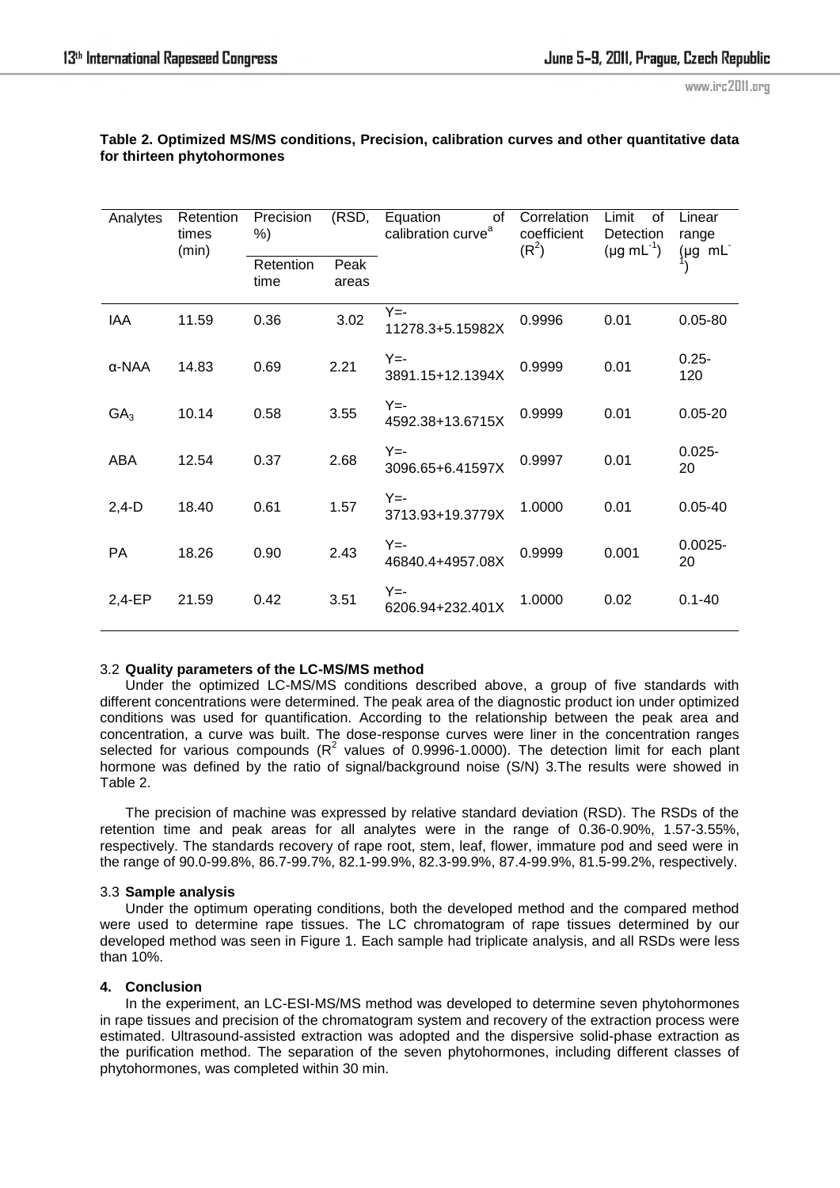**Table 2. Optimized MS/MS conditions, Precision, calibration curves and other quantitative data for thirteen phytohormones**

| Analytes | Retention times (min) | Precision (RSD, %) | | Equation of calibration curve[a] | Correlation coefficient ($R^2$) | Limit of Detection ($\mu g\ mL^{-1}$) | Linear range ($\mu g\ mL^{-1}$) |
|---|---|---|---|---|---|---|---|
| | | Retention time | Peak areas | | | | |
| IAA | 11.59 | 0.36 | 3.02 | Y=-11278.3+5.15982X | 0.9996 | 0.01 | 0.05-80 |
| α-NAA | 14.83 | 0.69 | 2.21 | Y=-3891.15+12.1394X | 0.9999 | 0.01 | 0.25-120 |
| $GA_3$ | 10.14 | 0.58 | 3.55 | Y=-4592.38+13.6715X | 0.9999 | 0.01 | 0.05-20 |
| ABA | 12.54 | 0.37 | 2.68 | Y=-3096.65+6.41597X | 0.9997 | 0.01 | 0.025-20 |
| 2,4-D | 18.40 | 0.61 | 1.57 | Y=-3713.93+19.3779X | 1.0000 | 0.01 | 0.05-40 |
| PA | 18.26 | 0.90 | 2.43 | Y=-46840.4+4957.08X | 0.9999 | 0.001 | 0.0025-20 |
| 2,4-EP | 21.59 | 0.42 | 3.51 | Y=-6206.94+232.401X | 1.0000 | 0.02 | 0.1-40 |

3.2 **Quality parameters of the LC-MS/MS method**

Under the optimized LC-MS/MS conditions described above, a group of five standards with different concentrations were determined. The peak area of the diagnostic product ion under optimized conditions was used for quantification. According to the relationship between the peak area and concentration, a curve was built. The dose-response curves were liner in the concentration ranges selected for various compounds ($R^2$ values of 0.9996-1.0000). The detection limit for each plant hormone was defined by the ratio of signal/background noise (S/N) 3.The results were showed in Table 2.

The precision of machine was expressed by relative standard deviation (RSD). The RSDs of the retention time and peak areas for all analytes were in the range of 0.36-0.90%, 1.57-3.55%, respectively. The standards recovery of rape root, stem, leaf, flower, immature pod and seed were in the range of 90.0-99.8%, 86.7-99.7%, 82.1-99.9%, 82.3-99.9%, 87.4-99.9%, 81.5-99.2%, respectively.

3.3 **Sample analysis**

Under the optimum operating conditions, both the developed method and the compared method were used to determine rape tissues. The LC chromatogram of rape tissues determined by our developed method was seen in Figure 1. Each sample had triplicate analysis, and all RSDs were less than 10%.

## 4. Conclusion

In the experiment, an LC-ESI-MS/MS method was developed to determine seven phytohormones in rape tissues and precision of the chromatogram system and recovery of the extraction process were estimated. Ultrasound-assisted extraction was adopted and the dispersive solid-phase extraction as the purification method. The separation of the seven phytohormones, including different classes of phytohormones, was completed within 30 min.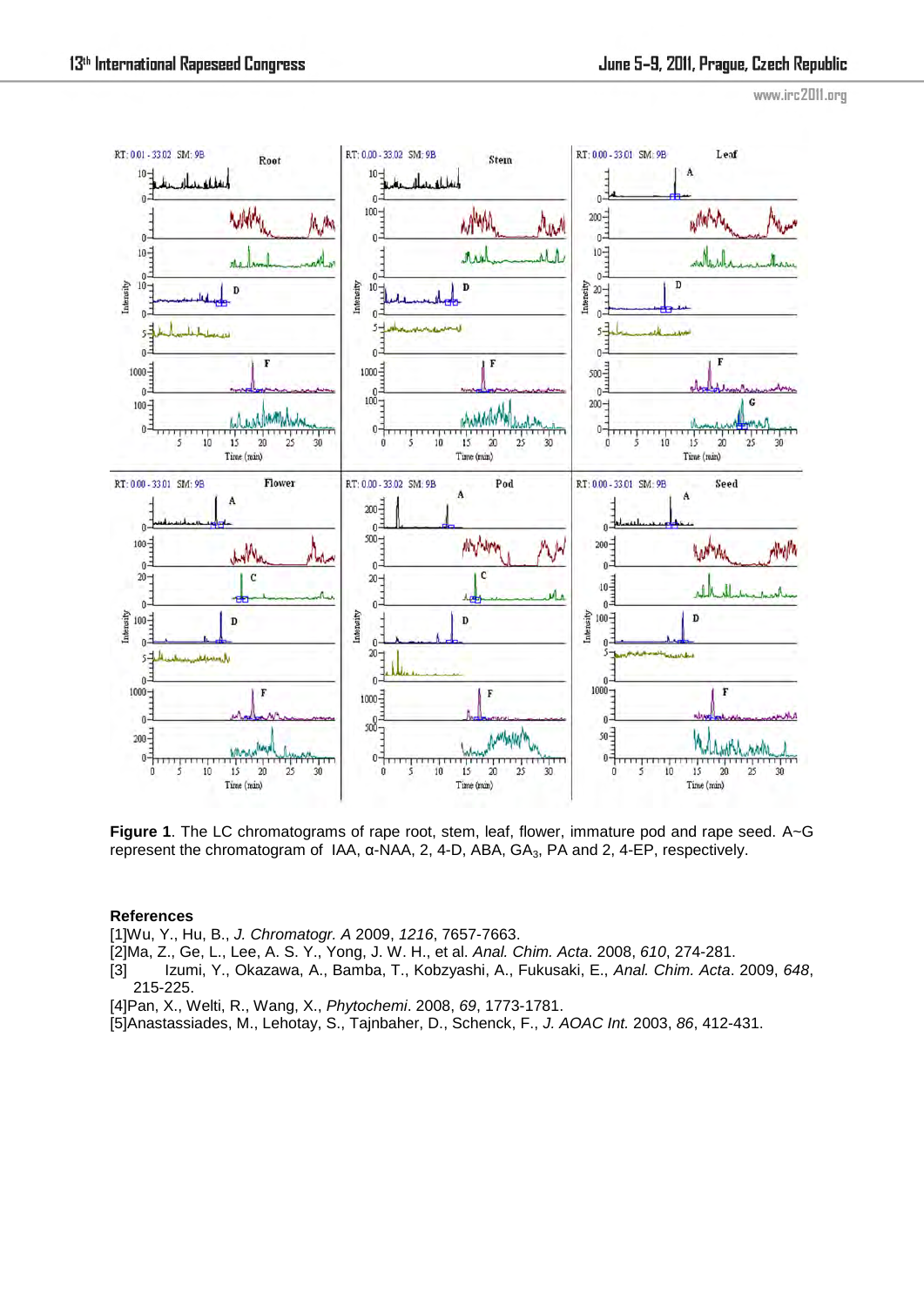RT: 0.01 - 33.02 SM: 9B Root

RT: 0.00 - 33.02 SM: 9B Stem

RT: 0.00 - 33.01 SM: 9B Leaf

RT: 0.00 - 33.01 SM: 9B Flower

RT: 0.00 - 33.02 SM: 9B Pod

RT: 0.00 - 33.01 SM: 9B Seed

Intensity

Time (min)

**Figure 1**. The LC chromatograms of rape root, stem, leaf, flower, immature pod and rape seed. A~G represent the chromatogram of IAA, α-NAA, 2, 4-D, ABA, $GA_3$, PA and 2, 4-EP, respectively.

**References**

[1]Wu, Y., Hu, B., *J. Chromatogr. A* 2009, *1216*, 7657-7663.

[2]Ma, Z., Ge, L., Lee, A. S. Y., Yong, J. W. H., et al. *Anal. Chim. Acta*. 2008, *610*, 274-281.

[3] Izumi, Y., Okazawa, A., Bamba, T., Kobzyashi, A., Fukusaki, E., *Anal. Chim. Acta*. 2009, *648*, 215-225.

[4]Pan, X., Welti, R., Wang, X., *Phytochemi*. 2008, *69*, 1773-1781.

[5]Anastassiades, M., Lehotay, S., Tajnbaher, D., Schenck, F., *J. AOAC Int.* 2003, *86*, 412-431.